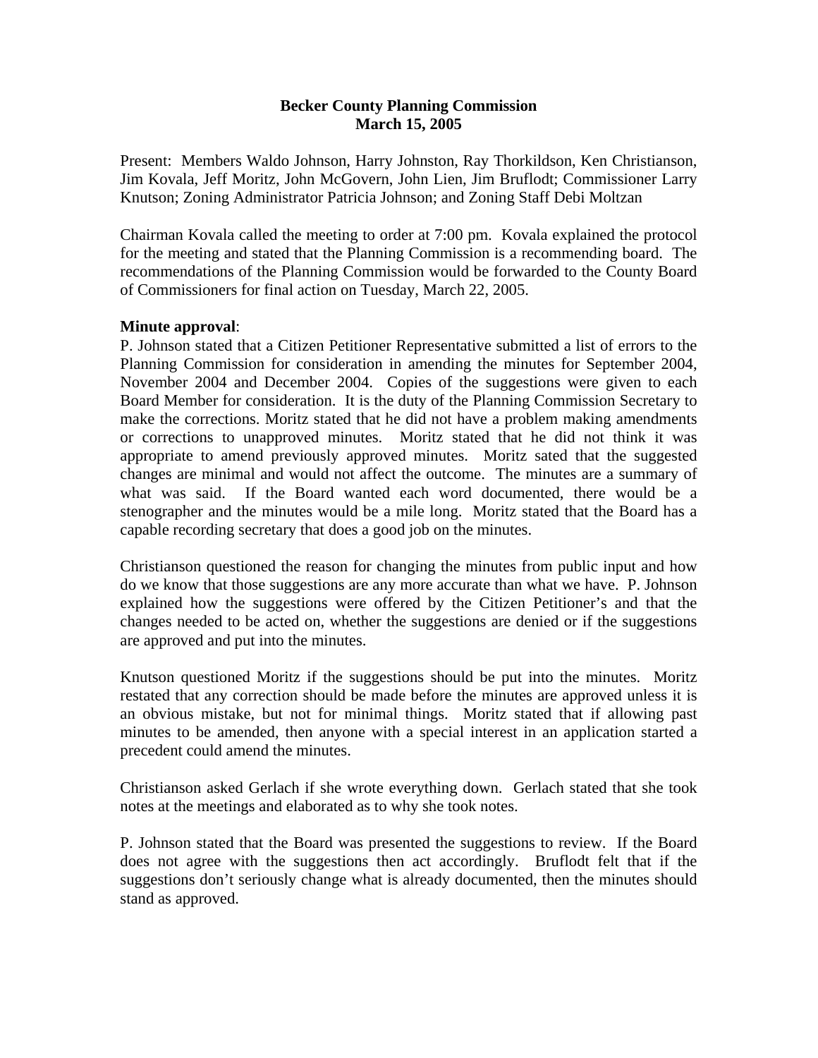**Becker County Planning Commission**
**March 15, 2005**

Present: Members Waldo Johnson, Harry Johnston, Ray Thorkildson, Ken Christianson, Jim Kovala, Jeff Moritz, John McGovern, John Lien, Jim Bruflodt; Commissioner Larry Knutson; Zoning Administrator Patricia Johnson; and Zoning Staff Debi Moltzan

Chairman Kovala called the meeting to order at 7:00 pm. Kovala explained the protocol for the meeting and stated that the Planning Commission is a recommending board. The recommendations of the Planning Commission would be forwarded to the County Board of Commissioners for final action on Tuesday, March 22, 2005.

**Minute approval**:
P. Johnson stated that a Citizen Petitioner Representative submitted a list of errors to the Planning Commission for consideration in amending the minutes for September 2004, November 2004 and December 2004. Copies of the suggestions were given to each Board Member for consideration. It is the duty of the Planning Commission Secretary to make the corrections. Moritz stated that he did not have a problem making amendments or corrections to unapproved minutes. Moritz stated that he did not think it was appropriate to amend previously approved minutes. Moritz sated that the suggested changes are minimal and would not affect the outcome. The minutes are a summary of what was said. If the Board wanted each word documented, there would be a stenographer and the minutes would be a mile long. Moritz stated that the Board has a capable recording secretary that does a good job on the minutes.

Christianson questioned the reason for changing the minutes from public input and how do we know that those suggestions are any more accurate than what we have. P. Johnson explained how the suggestions were offered by the Citizen Petitioner's and that the changes needed to be acted on, whether the suggestions are denied or if the suggestions are approved and put into the minutes.

Knutson questioned Moritz if the suggestions should be put into the minutes. Moritz restated that any correction should be made before the minutes are approved unless it is an obvious mistake, but not for minimal things. Moritz stated that if allowing past minutes to be amended, then anyone with a special interest in an application started a precedent could amend the minutes.

Christianson asked Gerlach if she wrote everything down. Gerlach stated that she took notes at the meetings and elaborated as to why she took notes.

P. Johnson stated that the Board was presented the suggestions to review. If the Board does not agree with the suggestions then act accordingly. Bruflodt felt that if the suggestions don't seriously change what is already documented, then the minutes should stand as approved.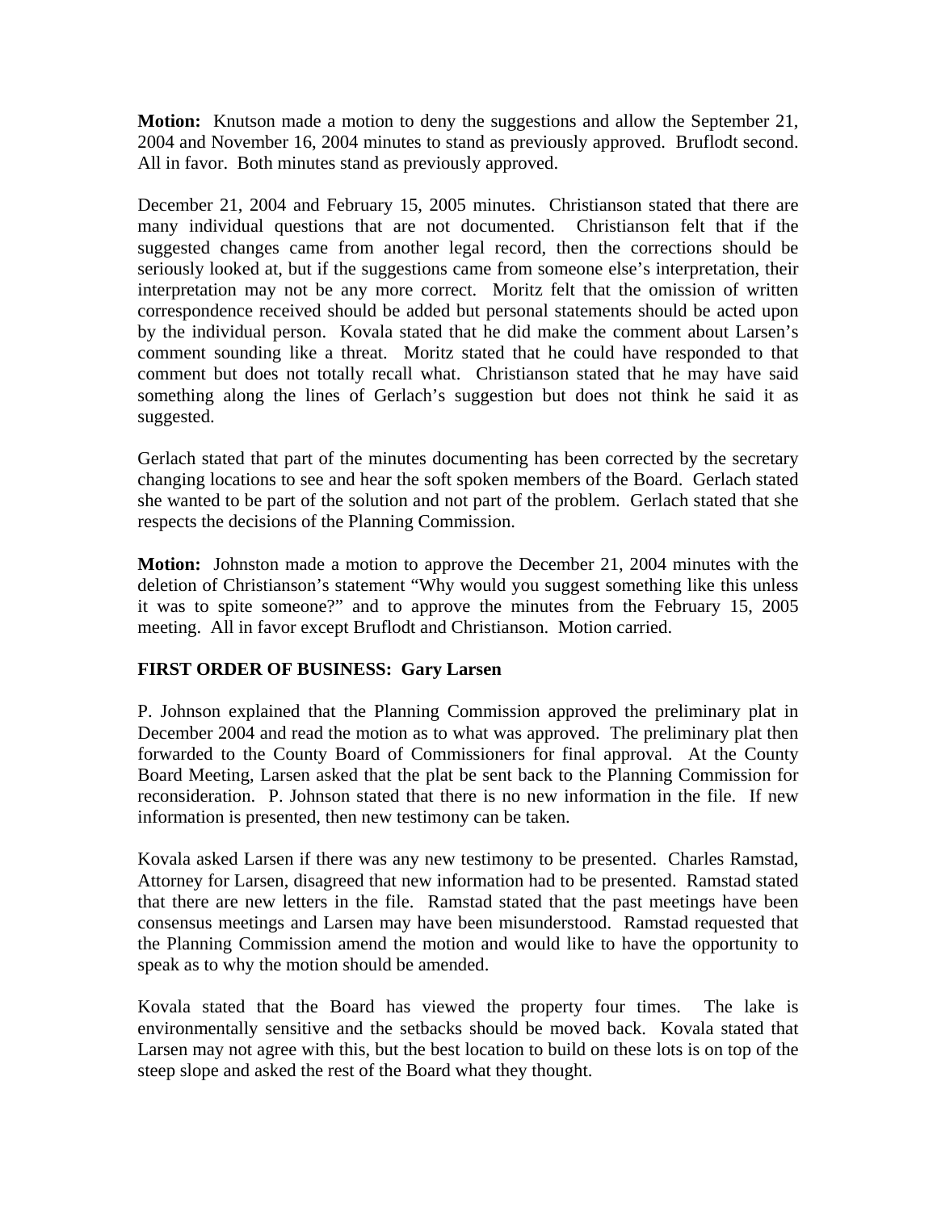**Motion:** Knutson made a motion to deny the suggestions and allow the September 21, 2004 and November 16, 2004 minutes to stand as previously approved. Bruflodt second. All in favor. Both minutes stand as previously approved.

December 21, 2004 and February 15, 2005 minutes. Christianson stated that there are many individual questions that are not documented. Christianson felt that if the suggested changes came from another legal record, then the corrections should be seriously looked at, but if the suggestions came from someone else's interpretation, their interpretation may not be any more correct. Moritz felt that the omission of written correspondence received should be added but personal statements should be acted upon by the individual person. Kovala stated that he did make the comment about Larsen's comment sounding like a threat. Moritz stated that he could have responded to that comment but does not totally recall what. Christianson stated that he may have said something along the lines of Gerlach's suggestion but does not think he said it as suggested.

Gerlach stated that part of the minutes documenting has been corrected by the secretary changing locations to see and hear the soft spoken members of the Board. Gerlach stated she wanted to be part of the solution and not part of the problem. Gerlach stated that she respects the decisions of the Planning Commission.

**Motion:** Johnston made a motion to approve the December 21, 2004 minutes with the deletion of Christianson's statement "Why would you suggest something like this unless it was to spite someone?" and to approve the minutes from the February 15, 2005 meeting. All in favor except Bruflodt and Christianson. Motion carried.

**FIRST ORDER OF BUSINESS: Gary Larsen**

P. Johnson explained that the Planning Commission approved the preliminary plat in December 2004 and read the motion as to what was approved. The preliminary plat then forwarded to the County Board of Commissioners for final approval. At the County Board Meeting, Larsen asked that the plat be sent back to the Planning Commission for reconsideration. P. Johnson stated that there is no new information in the file. If new information is presented, then new testimony can be taken.

Kovala asked Larsen if there was any new testimony to be presented. Charles Ramstad, Attorney for Larsen, disagreed that new information had to be presented. Ramstad stated that there are new letters in the file. Ramstad stated that the past meetings have been consensus meetings and Larsen may have been misunderstood. Ramstad requested that the Planning Commission amend the motion and would like to have the opportunity to speak as to why the motion should be amended.

Kovala stated that the Board has viewed the property four times. The lake is environmentally sensitive and the setbacks should be moved back. Kovala stated that Larsen may not agree with this, but the best location to build on these lots is on top of the steep slope and asked the rest of the Board what they thought.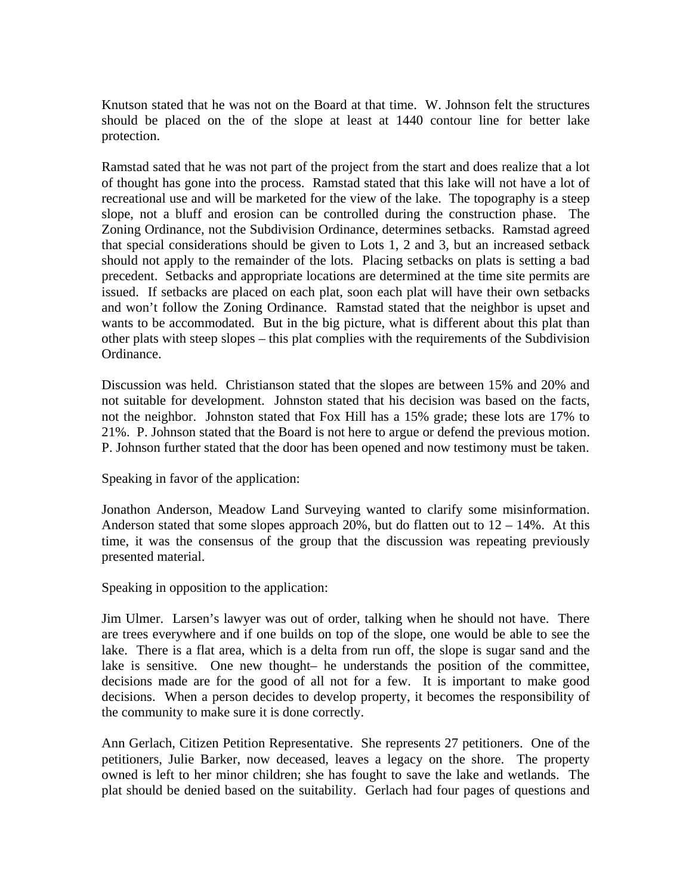Knutson stated that he was not on the Board at that time. W. Johnson felt the structures should be placed on the of the slope at least at 1440 contour line for better lake protection.

Ramstad sated that he was not part of the project from the start and does realize that a lot of thought has gone into the process. Ramstad stated that this lake will not have a lot of recreational use and will be marketed for the view of the lake. The topography is a steep slope, not a bluff and erosion can be controlled during the construction phase. The Zoning Ordinance, not the Subdivision Ordinance, determines setbacks. Ramstad agreed that special considerations should be given to Lots 1, 2 and 3, but an increased setback should not apply to the remainder of the lots. Placing setbacks on plats is setting a bad precedent. Setbacks and appropriate locations are determined at the time site permits are issued. If setbacks are placed on each plat, soon each plat will have their own setbacks and won't follow the Zoning Ordinance. Ramstad stated that the neighbor is upset and wants to be accommodated. But in the big picture, what is different about this plat than other plats with steep slopes – this plat complies with the requirements of the Subdivision Ordinance.

Discussion was held. Christianson stated that the slopes are between 15% and 20% and not suitable for development. Johnston stated that his decision was based on the facts, not the neighbor. Johnston stated that Fox Hill has a 15% grade; these lots are 17% to 21%. P. Johnson stated that the Board is not here to argue or defend the previous motion. P. Johnson further stated that the door has been opened and now testimony must be taken.

Speaking in favor of the application:

Jonathon Anderson, Meadow Land Surveying wanted to clarify some misinformation. Anderson stated that some slopes approach 20%, but do flatten out to 12 – 14%. At this time, it was the consensus of the group that the discussion was repeating previously presented material.

Speaking in opposition to the application:

Jim Ulmer. Larsen's lawyer was out of order, talking when he should not have. There are trees everywhere and if one builds on top of the slope, one would be able to see the lake. There is a flat area, which is a delta from run off, the slope is sugar sand and the lake is sensitive. One new thought– he understands the position of the committee, decisions made are for the good of all not for a few. It is important to make good decisions. When a person decides to develop property, it becomes the responsibility of the community to make sure it is done correctly.

Ann Gerlach, Citizen Petition Representative. She represents 27 petitioners. One of the petitioners, Julie Barker, now deceased, leaves a legacy on the shore. The property owned is left to her minor children; she has fought to save the lake and wetlands. The plat should be denied based on the suitability. Gerlach had four pages of questions and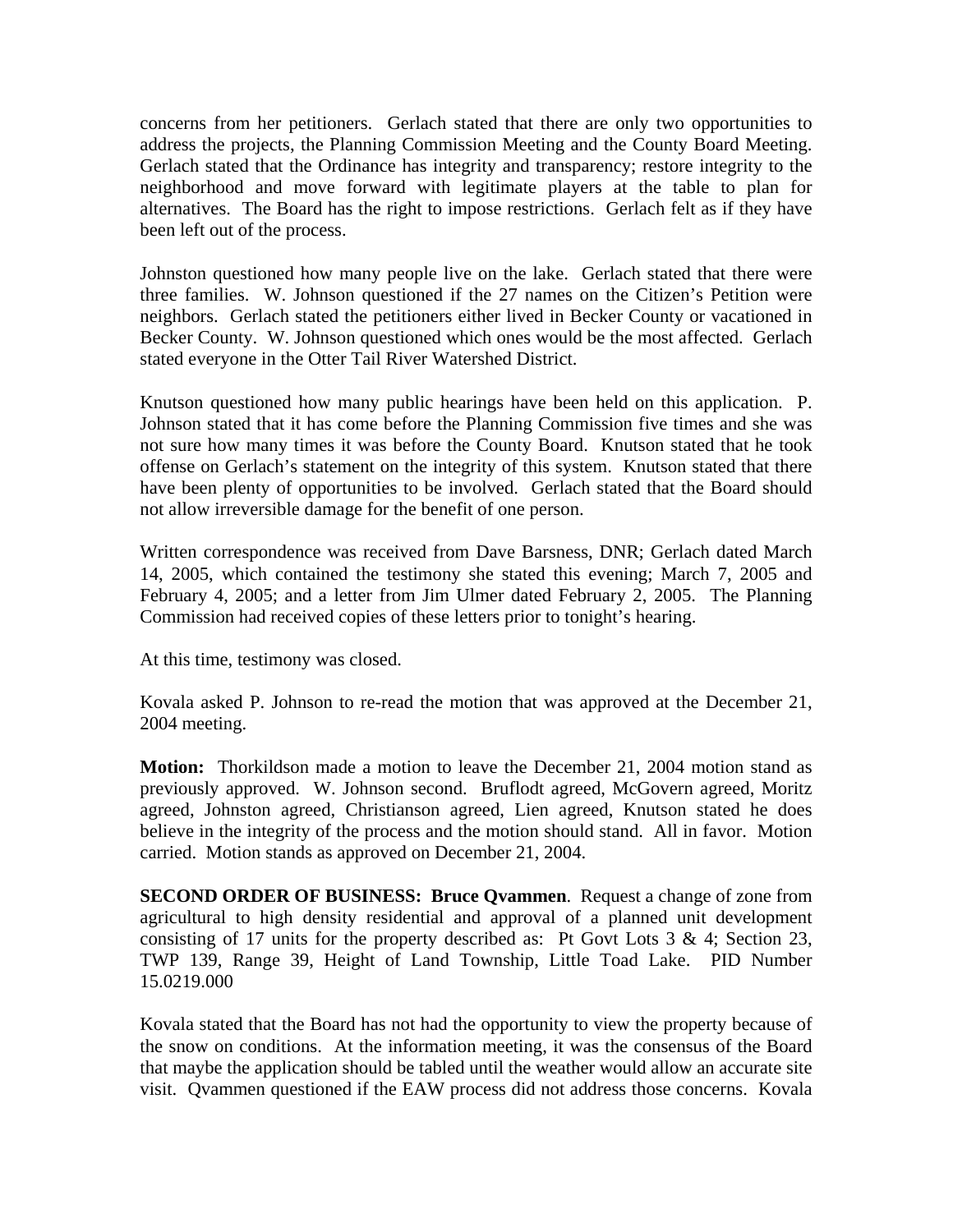concerns from her petitioners. Gerlach stated that there are only two opportunities to address the projects, the Planning Commission Meeting and the County Board Meeting. Gerlach stated that the Ordinance has integrity and transparency; restore integrity to the neighborhood and move forward with legitimate players at the table to plan for alternatives. The Board has the right to impose restrictions. Gerlach felt as if they have been left out of the process.

Johnston questioned how many people live on the lake. Gerlach stated that there were three families. W. Johnson questioned if the 27 names on the Citizen's Petition were neighbors. Gerlach stated the petitioners either lived in Becker County or vacationed in Becker County. W. Johnson questioned which ones would be the most affected. Gerlach stated everyone in the Otter Tail River Watershed District.

Knutson questioned how many public hearings have been held on this application. P. Johnson stated that it has come before the Planning Commission five times and she was not sure how many times it was before the County Board. Knutson stated that he took offense on Gerlach's statement on the integrity of this system. Knutson stated that there have been plenty of opportunities to be involved. Gerlach stated that the Board should not allow irreversible damage for the benefit of one person.

Written correspondence was received from Dave Barsness, DNR; Gerlach dated March 14, 2005, which contained the testimony she stated this evening; March 7, 2005 and February 4, 2005; and a letter from Jim Ulmer dated February 2, 2005. The Planning Commission had received copies of these letters prior to tonight's hearing.

At this time, testimony was closed.

Kovala asked P. Johnson to re-read the motion that was approved at the December 21, 2004 meeting.

**Motion:** Thorkildson made a motion to leave the December 21, 2004 motion stand as previously approved. W. Johnson second. Bruflodt agreed, McGovern agreed, Moritz agreed, Johnston agreed, Christianson agreed, Lien agreed, Knutson stated he does believe in the integrity of the process and the motion should stand. All in favor. Motion carried. Motion stands as approved on December 21, 2004.

**SECOND ORDER OF BUSINESS: Bruce Qvammen**. Request a change of zone from agricultural to high density residential and approval of a planned unit development consisting of 17 units for the property described as: Pt Govt Lots 3 & 4; Section 23, TWP 139, Range 39, Height of Land Township, Little Toad Lake. PID Number 15.0219.000

Kovala stated that the Board has not had the opportunity to view the property because of the snow on conditions. At the information meeting, it was the consensus of the Board that maybe the application should be tabled until the weather would allow an accurate site visit. Qvammen questioned if the EAW process did not address those concerns. Kovala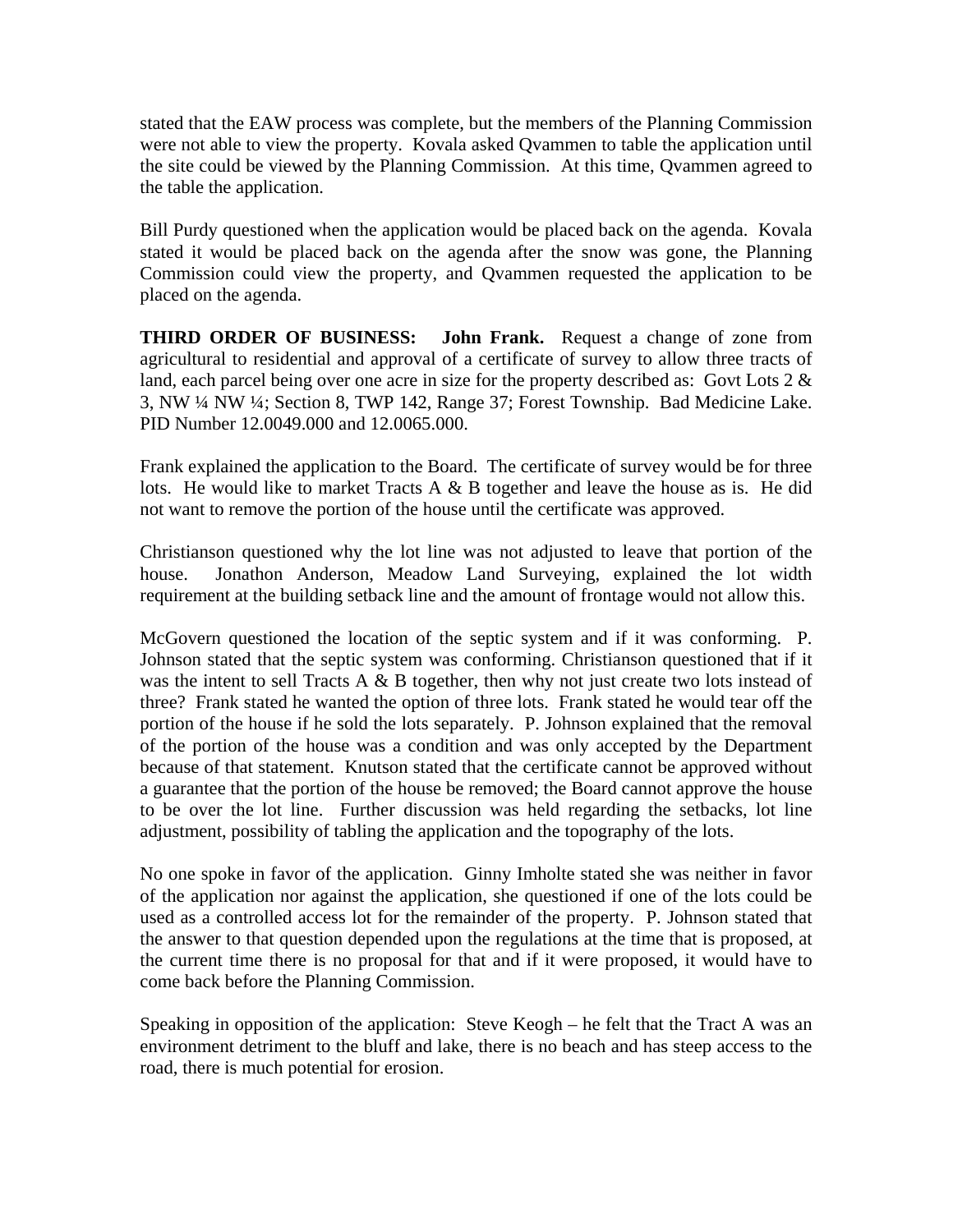stated that the EAW process was complete, but the members of the Planning Commission were not able to view the property. Kovala asked Qvammen to table the application until the site could be viewed by the Planning Commission. At this time, Qvammen agreed to the table the application.

Bill Purdy questioned when the application would be placed back on the agenda. Kovala stated it would be placed back on the agenda after the snow was gone, the Planning Commission could view the property, and Qvammen requested the application to be placed on the agenda.

**THIRD ORDER OF BUSINESS: John Frank.** Request a change of zone from agricultural to residential and approval of a certificate of survey to allow three tracts of land, each parcel being over one acre in size for the property described as: Govt Lots 2 & 3, NW ¼ NW ¼; Section 8, TWP 142, Range 37; Forest Township. Bad Medicine Lake. PID Number 12.0049.000 and 12.0065.000.

Frank explained the application to the Board. The certificate of survey would be for three lots. He would like to market Tracts A & B together and leave the house as is. He did not want to remove the portion of the house until the certificate was approved.

Christianson questioned why the lot line was not adjusted to leave that portion of the house. Jonathon Anderson, Meadow Land Surveying, explained the lot width requirement at the building setback line and the amount of frontage would not allow this.

McGovern questioned the location of the septic system and if it was conforming. P. Johnson stated that the septic system was conforming. Christianson questioned that if it was the intent to sell Tracts A & B together, then why not just create two lots instead of three? Frank stated he wanted the option of three lots. Frank stated he would tear off the portion of the house if he sold the lots separately. P. Johnson explained that the removal of the portion of the house was a condition and was only accepted by the Department because of that statement. Knutson stated that the certificate cannot be approved without a guarantee that the portion of the house be removed; the Board cannot approve the house to be over the lot line. Further discussion was held regarding the setbacks, lot line adjustment, possibility of tabling the application and the topography of the lots.

No one spoke in favor of the application. Ginny Imholte stated she was neither in favor of the application nor against the application, she questioned if one of the lots could be used as a controlled access lot for the remainder of the property. P. Johnson stated that the answer to that question depended upon the regulations at the time that is proposed, at the current time there is no proposal for that and if it were proposed, it would have to come back before the Planning Commission.

Speaking in opposition of the application: Steve Keogh – he felt that the Tract A was an environment detriment to the bluff and lake, there is no beach and has steep access to the road, there is much potential for erosion.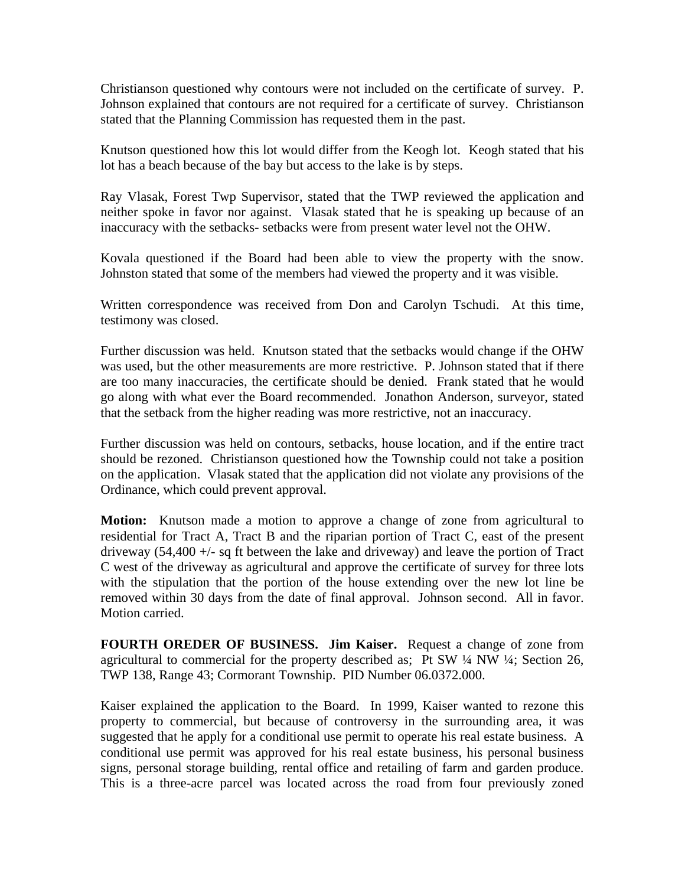Christianson questioned why contours were not included on the certificate of survey. P. Johnson explained that contours are not required for a certificate of survey. Christianson stated that the Planning Commission has requested them in the past.

Knutson questioned how this lot would differ from the Keogh lot. Keogh stated that his lot has a beach because of the bay but access to the lake is by steps.

Ray Vlasak, Forest Twp Supervisor, stated that the TWP reviewed the application and neither spoke in favor nor against. Vlasak stated that he is speaking up because of an inaccuracy with the setbacks- setbacks were from present water level not the OHW.

Kovala questioned if the Board had been able to view the property with the snow. Johnston stated that some of the members had viewed the property and it was visible.

Written correspondence was received from Don and Carolyn Tschudi. At this time, testimony was closed.

Further discussion was held. Knutson stated that the setbacks would change if the OHW was used, but the other measurements are more restrictive. P. Johnson stated that if there are too many inaccuracies, the certificate should be denied. Frank stated that he would go along with what ever the Board recommended. Jonathon Anderson, surveyor, stated that the setback from the higher reading was more restrictive, not an inaccuracy.

Further discussion was held on contours, setbacks, house location, and if the entire tract should be rezoned. Christianson questioned how the Township could not take a position on the application. Vlasak stated that the application did not violate any provisions of the Ordinance, which could prevent approval.

**Motion:** Knutson made a motion to approve a change of zone from agricultural to residential for Tract A, Tract B and the riparian portion of Tract C, east of the present driveway (54,400 +/- sq ft between the lake and driveway) and leave the portion of Tract C west of the driveway as agricultural and approve the certificate of survey for three lots with the stipulation that the portion of the house extending over the new lot line be removed within 30 days from the date of final approval. Johnson second. All in favor. Motion carried.

**FOURTH OREDER OF BUSINESS. Jim Kaiser.** Request a change of zone from agricultural to commercial for the property described as; Pt SW ¼ NW ¼; Section 26, TWP 138, Range 43; Cormorant Township. PID Number 06.0372.000.

Kaiser explained the application to the Board. In 1999, Kaiser wanted to rezone this property to commercial, but because of controversy in the surrounding area, it was suggested that he apply for a conditional use permit to operate his real estate business. A conditional use permit was approved for his real estate business, his personal business signs, personal storage building, rental office and retailing of farm and garden produce. This is a three-acre parcel was located across the road from four previously zoned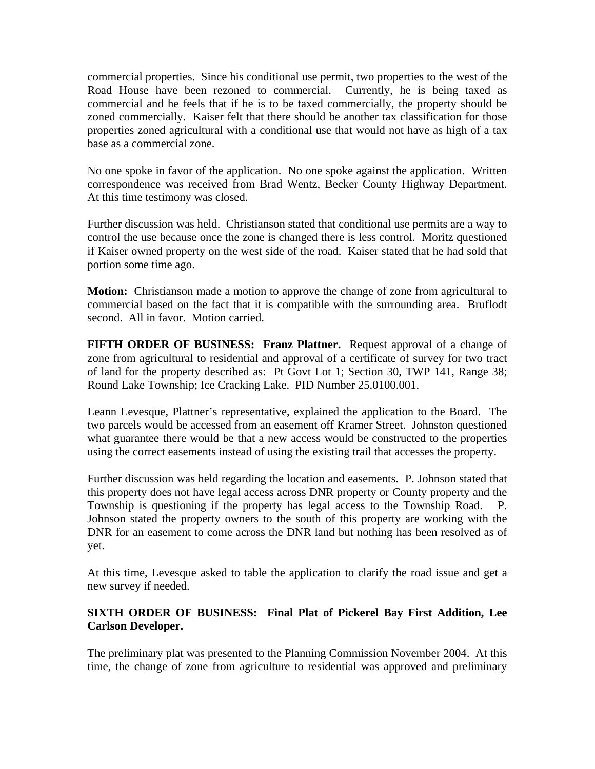commercial properties. Since his conditional use permit, two properties to the west of the Road House have been rezoned to commercial. Currently, he is being taxed as commercial and he feels that if he is to be taxed commercially, the property should be zoned commercially. Kaiser felt that there should be another tax classification for those properties zoned agricultural with a conditional use that would not have as high of a tax base as a commercial zone.

No one spoke in favor of the application. No one spoke against the application. Written correspondence was received from Brad Wentz, Becker County Highway Department. At this time testimony was closed.

Further discussion was held. Christianson stated that conditional use permits are a way to control the use because once the zone is changed there is less control. Moritz questioned if Kaiser owned property on the west side of the road. Kaiser stated that he had sold that portion some time ago.

**Motion:** Christianson made a motion to approve the change of zone from agricultural to commercial based on the fact that it is compatible with the surrounding area. Bruflodt second. All in favor. Motion carried.

**FIFTH ORDER OF BUSINESS: Franz Plattner.** Request approval of a change of zone from agricultural to residential and approval of a certificate of survey for two tract of land for the property described as: Pt Govt Lot 1; Section 30, TWP 141, Range 38; Round Lake Township; Ice Cracking Lake. PID Number 25.0100.001.

Leann Levesque, Plattner's representative, explained the application to the Board. The two parcels would be accessed from an easement off Kramer Street. Johnston questioned what guarantee there would be that a new access would be constructed to the properties using the correct easements instead of using the existing trail that accesses the property.

Further discussion was held regarding the location and easements. P. Johnson stated that this property does not have legal access across DNR property or County property and the Township is questioning if the property has legal access to the Township Road. P. Johnson stated the property owners to the south of this property are working with the DNR for an easement to come across the DNR land but nothing has been resolved as of yet.

At this time, Levesque asked to table the application to clarify the road issue and get a new survey if needed.

**SIXTH ORDER OF BUSINESS: Final Plat of Pickerel Bay First Addition, Lee Carlson Developer.**

The preliminary plat was presented to the Planning Commission November 2004. At this time, the change of zone from agriculture to residential was approved and preliminary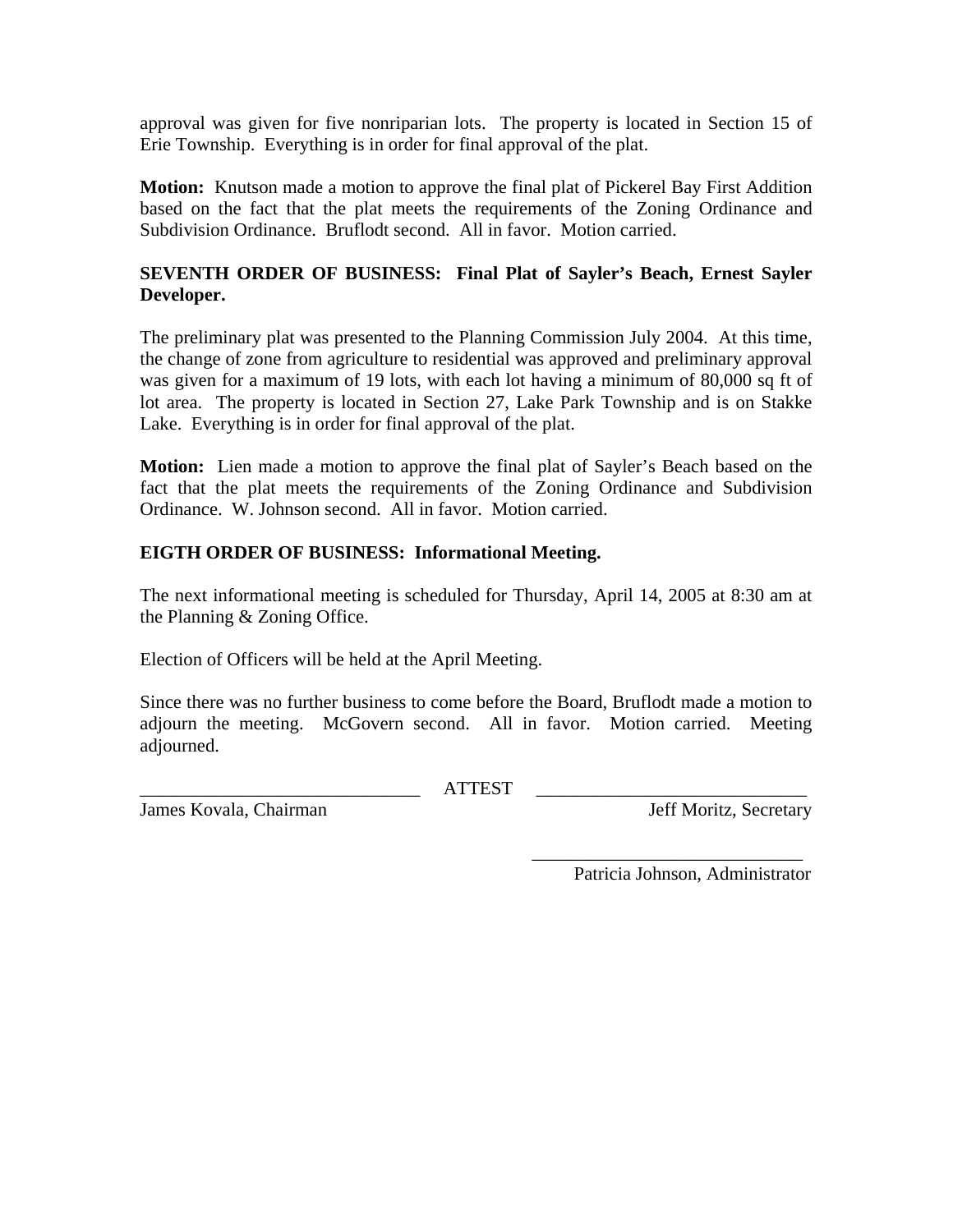approval was given for five nonriparian lots. The property is located in Section 15 of Erie Township. Everything is in order for final approval of the plat.

**Motion:** Knutson made a motion to approve the final plat of Pickerel Bay First Addition based on the fact that the plat meets the requirements of the Zoning Ordinance and Subdivision Ordinance. Bruflodt second. All in favor. Motion carried.

**SEVENTH ORDER OF BUSINESS: Final Plat of Sayler's Beach, Ernest Sayler Developer.**

The preliminary plat was presented to the Planning Commission July 2004. At this time, the change of zone from agriculture to residential was approved and preliminary approval was given for a maximum of 19 lots, with each lot having a minimum of 80,000 sq ft of lot area. The property is located in Section 27, Lake Park Township and is on Stakke Lake. Everything is in order for final approval of the plat.

**Motion:** Lien made a motion to approve the final plat of Sayler's Beach based on the fact that the plat meets the requirements of the Zoning Ordinance and Subdivision Ordinance. W. Johnson second. All in favor. Motion carried.

**EIGTH ORDER OF BUSINESS: Informational Meeting.**

The next informational meeting is scheduled for Thursday, April 14, 2005 at 8:30 am at the Planning & Zoning Office.

Election of Officers will be held at the April Meeting.

Since there was no further business to come before the Board, Bruflodt made a motion to adjourn the meeting. McGovern second. All in favor. Motion carried. Meeting adjourned.

\_\_\_\_\_\_\_\_\_\_\_\_\_\_\_\_\_\_\_\_\_\_\_\_\_\_\_\_\_\_ ATTEST \_\_\_\_\_\_\_\_\_\_\_\_\_\_\_\_\_\_\_\_\_\_\_\_\_\_\_\_\_\_

James Kovala, Chairman Jeff Moritz, Secretary

\_\_\_\_\_\_\_\_\_\_\_\_\_\_\_\_\_\_\_\_\_\_\_\_\_\_\_\_\_\_

Patricia Johnson, Administrator